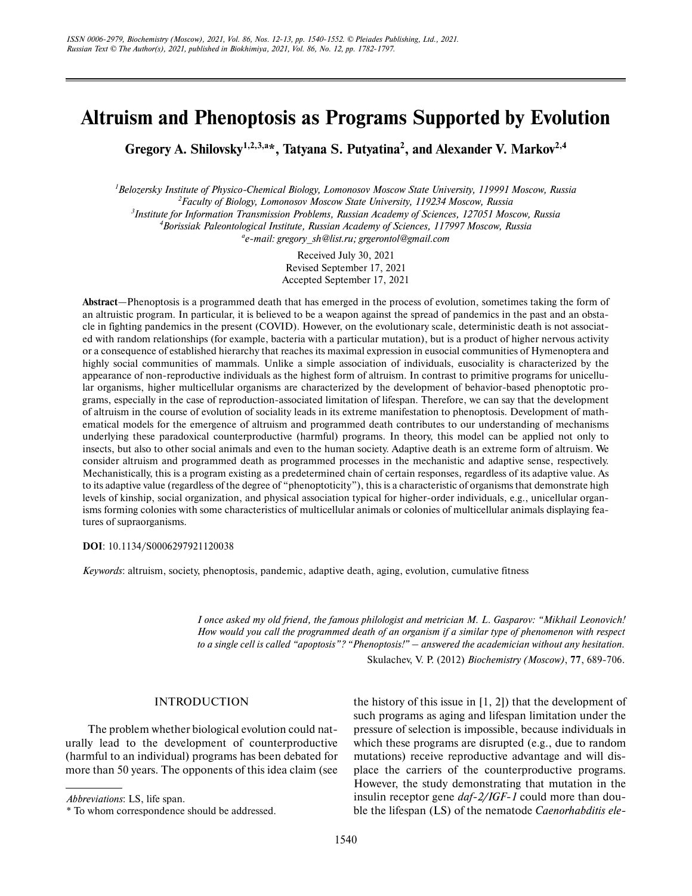# Altruism and Phenoptosis as Programs Supported by Evolution

**Gregory A. Shilovsky[1,2,3,a]\*, Tatyana S. Putyatina[2], and Alexander V. Markov[2,4]**

[1]*Belozersky Institute of Physico-Chemical Biology, Lomonosov Moscow State University, 119991 Moscow, Russia*
[2]*Faculty of Biology, Lomonosov Moscow State University, 119234 Moscow, Russia*
[3]*Institute for Information Transmission Problems, Russian Academy of Sciences, 127051 Moscow, Russia*
[4]*Borissiak Paleontological Institute, Russian Academy of Sciences, 117997 Moscow, Russia*
[a]*e-mail: gregory_sh@list.ru; grgerontol@gmail.com*

Received July 30, 2021
Revised September 17, 2021
Accepted September 17, 2021

**Abstract**—Phenoptosis is a programmed death that has emerged in the process of evolution, sometimes taking the form of an altruistic program. In particular, it is believed to be a weapon against the spread of pandemics in the past and an obstacle in fighting pandemics in the present (COVID). However, on the evolutionary scale, deterministic death is not associated with random relationships (for example, bacteria with a particular mutation), but is a product of higher nervous activity or a consequence of established hierarchy that reaches its maximal expression in eusocial communities of Hymenoptera and highly social communities of mammals. Unlike a simple association of individuals, eusociality is characterized by the appearance of non-reproductive individuals as the highest form of altruism. In contrast to primitive programs for unicellular organisms, higher multicellular organisms are characterized by the development of behavior-based phenoptotic programs, especially in the case of reproduction-associated limitation of lifespan. Therefore, we can say that the development of altruism in the course of evolution of sociality leads in its extreme manifestation to phenoptosis. Development of mathematical models for the emergence of altruism and programmed death contributes to our understanding of mechanisms underlying these paradoxical counterproductive (harmful) programs. In theory, this model can be applied not only to insects, but also to other social animals and even to the human society. Adaptive death is an extreme form of altruism. We consider altruism and programmed death as programmed processes in the mechanistic and adaptive sense, respectively. Mechanistically, this is a program existing as a predetermined chain of certain responses, regardless of its adaptive value. As to its adaptive value (regardless of the degree of "phenoptoticity"), this is a characteristic of organisms that demonstrate high levels of kinship, social organization, and physical association typical for higher-order individuals, e.g., unicellular organisms forming colonies with some characteristics of multicellular animals or colonies of multicellular animals displaying features of supraorganisms.

**DOI**: 10.1134/S0006297921120038

*Keywords*: altruism, society, phenoptosis, pandemic, adaptive death, aging, evolution, cumulative fitness

> *I once asked my old friend, the famous philologist and metrician M. L. Gasparov: "Mikhail Leonovich! How would you call the programmed death of an organism if a similar type of phenomenon with respect to a single cell is called "apoptosis"? "Phenoptosis!" – answered the academician without any hesitation.*
>
> Skulachev, V. P. (2012) *Biochemistry (Moscow)*, **77**, 689-706.

## INTRODUCTION

The problem whether biological evolution could naturally lead to the development of counterproductive (harmful to an individual) programs has been debated for more than 50 years. The opponents of this idea claim (see the history of this issue in [1, 2]) that the development of such programs as aging and lifespan limitation under the pressure of selection is impossible, because individuals in which these programs are disrupted (e.g., due to random mutations) receive reproductive advantage and will displace the carriers of the counterproductive programs. However, the study demonstrating that mutation in the insulin receptor gene *daf-2/IGF-1* could more than double the lifespan (LS) of the nematode *Caenorhabditis ele-*

*Abbreviations*: LS, life span.
\* To whom correspondence should be addressed.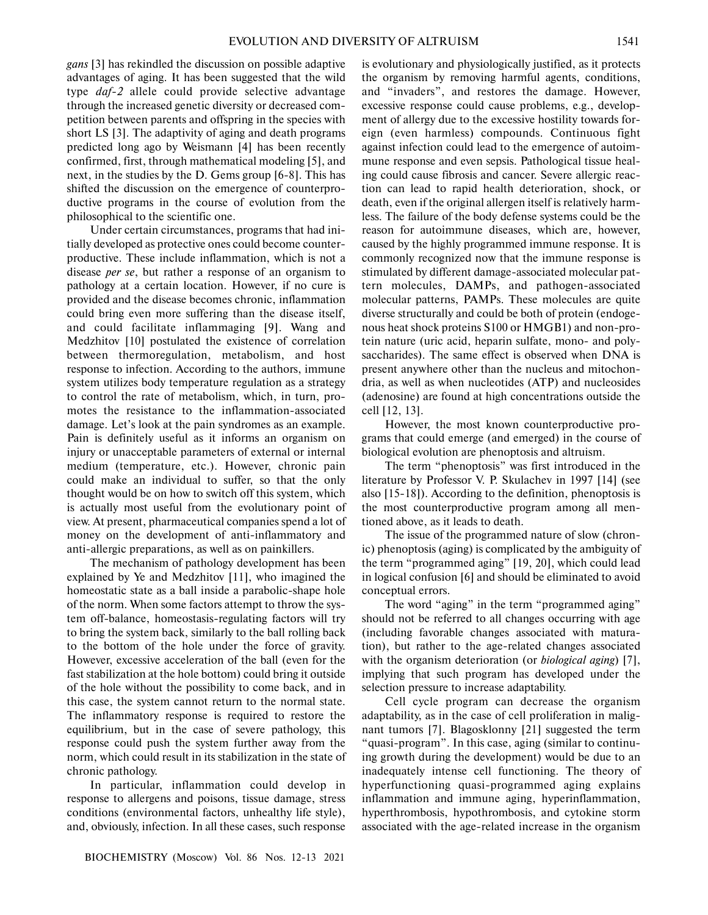*gans* [3] has rekindled the discussion on possible adaptive advantages of aging. It has been suggested that the wild type *daf-2* allele could provide selective advantage through the increased genetic diversity or decreased competition between parents and offspring in the species with short LS [3]. The adaptivity of aging and death programs predicted long ago by Weismann [4] has been recently confirmed, first, through mathematical modeling [5], and next, in the studies by the D. Gems group [6-8]. This has shifted the discussion on the emergence of counterproductive programs in the course of evolution from the philosophical to the scientific one.

Under certain circumstances, programs that had initially developed as protective ones could become counterproductive. These include inflammation, which is not a disease *per se*, but rather a response of an organism to pathology at a certain location. However, if no cure is provided and the disease becomes chronic, inflammation could bring even more suffering than the disease itself, and could facilitate inflammaging [9]. Wang and Medzhitov [10] postulated the existence of correlation between thermoregulation, metabolism, and host response to infection. According to the authors, immune system utilizes body temperature regulation as a strategy to control the rate of metabolism, which, in turn, promotes the resistance to the inflammation-associated damage. Let's look at the pain syndromes as an example. Pain is definitely useful as it informs an organism on injury or unacceptable parameters of external or internal medium (temperature, etc.). However, chronic pain could make an individual to suffer, so that the only thought would be on how to switch off this system, which is actually most useful from the evolutionary point of view. At present, pharmaceutical companies spend a lot of money on the development of anti-inflammatory and anti-allergic preparations, as well as on painkillers.

The mechanism of pathology development has been explained by Ye and Medzhitov [11], who imagined the homeostatic state as a ball inside a parabolic-shape hole of the norm. When some factors attempt to throw the system off-balance, homeostasis-regulating factors will try to bring the system back, similarly to the ball rolling back to the bottom of the hole under the force of gravity. However, excessive acceleration of the ball (even for the fast stabilization at the hole bottom) could bring it outside of the hole without the possibility to come back, and in this case, the system cannot return to the normal state. The inflammatory response is required to restore the equilibrium, but in the case of severe pathology, this response could push the system further away from the norm, which could result in its stabilization in the state of chronic pathology.

In particular, inflammation could develop in response to allergens and poisons, tissue damage, stress conditions (environmental factors, unhealthy life style), and, obviously, infection. In all these cases, such response is evolutionary and physiologically justified, as it protects the organism by removing harmful agents, conditions, and "invaders", and restores the damage. However, excessive response could cause problems, e.g., development of allergy due to the excessive hostility towards foreign (even harmless) compounds. Continuous fight against infection could lead to the emergence of autoimmune response and even sepsis. Pathological tissue healing could cause fibrosis and cancer. Severe allergic reaction can lead to rapid health deterioration, shock, or death, even if the original allergen itself is relatively harmless. The failure of the body defense systems could be the reason for autoimmune diseases, which are, however, caused by the highly programmed immune response. It is commonly recognized now that the immune response is stimulated by different damage-associated molecular pattern molecules, DAMPs, and pathogen-associated molecular patterns, PAMPs. These molecules are quite diverse structurally and could be both of protein (endogenous heat shock proteins S100 or HMGB1) and non-protein nature (uric acid, heparin sulfate, mono- and polysaccharides). The same effect is observed when DNA is present anywhere other than the nucleus and mitochondria, as well as when nucleotides (ATP) and nucleosides (adenosine) are found at high concentrations outside the cell [12, 13].

However, the most known counterproductive programs that could emerge (and emerged) in the course of biological evolution are phenoptosis and altruism.

The term "phenoptosis" was first introduced in the literature by Professor V. P. Skulachev in 1997 [14] (see also [15-18]). According to the definition, phenoptosis is the most counterproductive program among all mentioned above, as it leads to death.

The issue of the programmed nature of slow (chronic) phenoptosis (aging) is complicated by the ambiguity of the term "programmed aging" [19, 20], which could lead in logical confusion [6] and should be eliminated to avoid conceptual errors.

The word "aging" in the term "programmed aging" should not be referred to all changes occurring with age (including favorable changes associated with maturation), but rather to the age-related changes associated with the organism deterioration (or *biological aging*) [7], implying that such program has developed under the selection pressure to increase adaptability.

Cell cycle program can decrease the organism adaptability, as in the case of cell proliferation in malignant tumors [7]. Blagosklonny [21] suggested the term "quasi-program". In this case, aging (similar to continuing growth during the development) would be due to an inadequately intense cell functioning. The theory of hyperfunctioning quasi-programmed aging explains inflammation and immune aging, hyperinflammation, hyperthrombosis, hypothrombosis, and cytokine storm associated with the age-related increase in the organism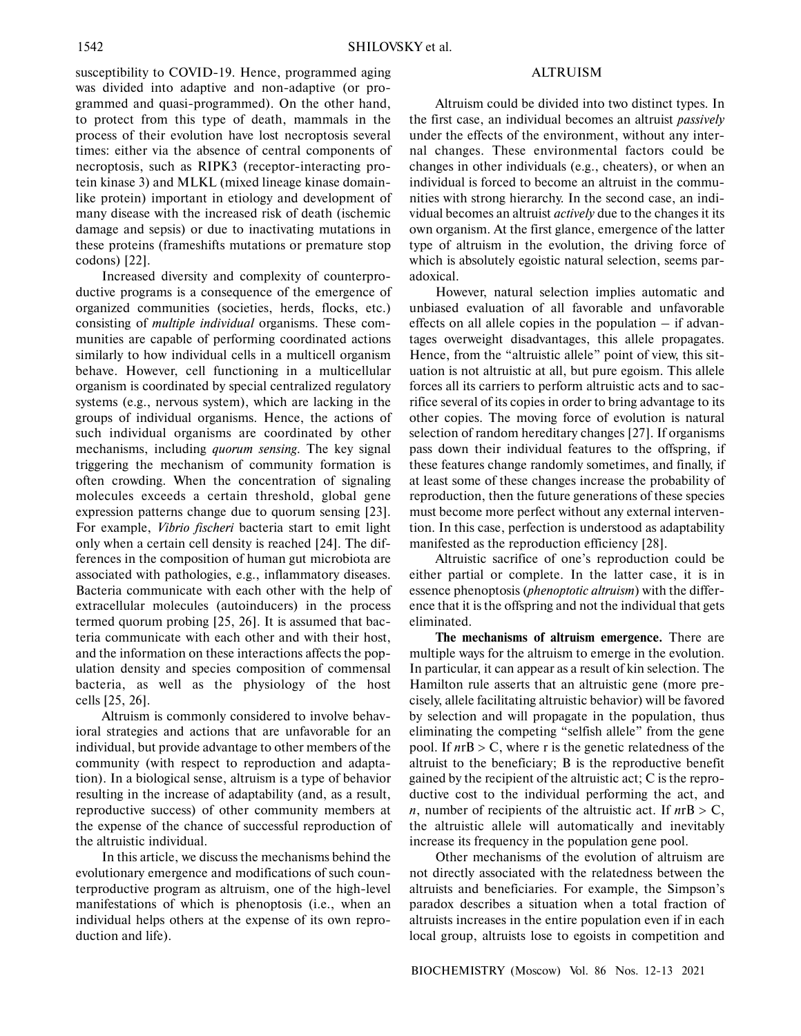susceptibility to COVID-19. Hence, programmed aging was divided into adaptive and non-adaptive (or programmed and quasi-programmed). On the other hand, to protect from this type of death, mammals in the process of their evolution have lost necroptosis several times: either via the absence of central components of necroptosis, such as RIPK3 (receptor-interacting protein kinase 3) and MLKL (mixed lineage kinase domain-like protein) important in etiology and development of many disease with the increased risk of death (ischemic damage and sepsis) or due to inactivating mutations in these proteins (frameshifts mutations or premature stop codons) [22].

Increased diversity and complexity of counterproductive programs is a consequence of the emergence of organized communities (societies, herds, flocks, etc.) consisting of *multiple individual* organisms. These communities are capable of performing coordinated actions similarly to how individual cells in a multicell organism behave. However, cell functioning in a multicellular organism is coordinated by special centralized regulatory systems (e.g., nervous system), which are lacking in the groups of individual organisms. Hence, the actions of such individual organisms are coordinated by other mechanisms, including *quorum sensing*. The key signal triggering the mechanism of community formation is often crowding. When the concentration of signaling molecules exceeds a certain threshold, global gene expression patterns change due to quorum sensing [23]. For example, *Vibrio fischeri* bacteria start to emit light only when a certain cell density is reached [24]. The differences in the composition of human gut microbiota are associated with pathologies, e.g., inflammatory diseases. Bacteria communicate with each other with the help of extracellular molecules (autoinducers) in the process termed quorum probing [25, 26]. It is assumed that bacteria communicate with each other and with their host, and the information on these interactions affects the population density and species composition of commensal bacteria, as well as the physiology of the host cells [25, 26].

Altruism is commonly considered to involve behavioral strategies and actions that are unfavorable for an individual, but provide advantage to other members of the community (with respect to reproduction and adaptation). In a biological sense, altruism is a type of behavior resulting in the increase of adaptability (and, as a result, reproductive success) of other community members at the expense of the chance of successful reproduction of the altruistic individual.

In this article, we discuss the mechanisms behind the evolutionary emergence and modifications of such counterproductive program as altruism, one of the high-level manifestations of which is phenoptosis (i.e., when an individual helps others at the expense of its own reproduction and life).

## ALTRUISM

Altruism could be divided into two distinct types. In the first case, an individual becomes an altruist *passively* under the effects of the environment, without any internal changes. These environmental factors could be changes in other individuals (e.g., cheaters), or when an individual is forced to become an altruist in the communities with strong hierarchy. In the second case, an individual becomes an altruist *actively* due to the changes it its own organism. At the first glance, emergence of the latter type of altruism in the evolution, the driving force of which is absolutely egoistic natural selection, seems paradoxical.

However, natural selection implies automatic and unbiased evaluation of all favorable and unfavorable effects on all allele copies in the population – if advantages overweight disadvantages, this allele propagates. Hence, from the "altruistic allele" point of view, this situation is not altruistic at all, but pure egoism. This allele forces all its carriers to perform altruistic acts and to sacrifice several of its copies in order to bring advantage to its other copies. The moving force of evolution is natural selection of random hereditary changes [27]. If organisms pass down their individual features to the offspring, if these features change randomly sometimes, and finally, if at least some of these changes increase the probability of reproduction, then the future generations of these species must become more perfect without any external intervention. In this case, perfection is understood as adaptability manifested as the reproduction efficiency [28].

Altruistic sacrifice of one's reproduction could be either partial or complete. In the latter case, it is in essence phenoptosis (*phenoptotic altruism*) with the difference that it is the offspring and not the individual that gets eliminated.

**The mechanisms of altruism emergence.** There are multiple ways for the altruism to emerge in the evolution. In particular, it can appear as a result of kin selection. The Hamilton rule asserts that an altruistic gene (more precisely, allele facilitating altruistic behavior) will be favored by selection and will propagate in the population, thus eliminating the competing "selfish allele" from the gene pool. If $nrB > C$, where r is the genetic relatedness of the altruist to the beneficiary; B is the reproductive benefit gained by the recipient of the altruistic act; C is the reproductive cost to the individual performing the act, and $n$, number of recipients of the altruistic act. If $nrB > C$, the altruistic allele will automatically and inevitably increase its frequency in the population gene pool.

Other mechanisms of the evolution of altruism are not directly associated with the relatedness between the altruists and beneficiaries. For example, the Simpson's paradox describes a situation when a total fraction of altruists increases in the entire population even if in each local group, altruists lose to egoists in competition and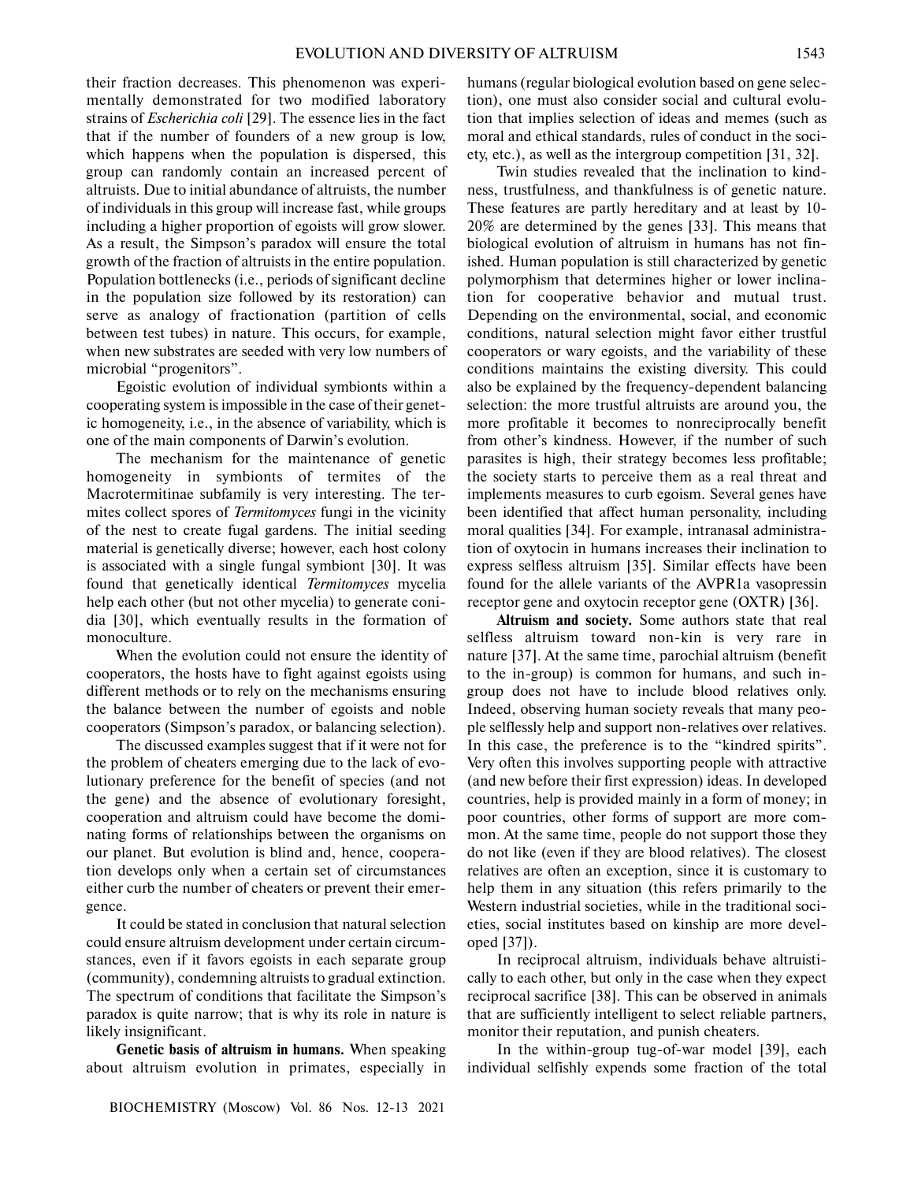their fraction decreases. This phenomenon was experimentally demonstrated for two modified laboratory strains of *Escherichia coli* [29]. The essence lies in the fact that if the number of founders of a new group is low, which happens when the population is dispersed, this group can randomly contain an increased percent of altruists. Due to initial abundance of altruists, the number of individuals in this group will increase fast, while groups including a higher proportion of egoists will grow slower. As a result, the Simpson's paradox will ensure the total growth of the fraction of altruists in the entire population. Population bottlenecks (i.e., periods of significant decline in the population size followed by its restoration) can serve as analogy of fractionation (partition of cells between test tubes) in nature. This occurs, for example, when new substrates are seeded with very low numbers of microbial "progenitors".

Egoistic evolution of individual symbionts within a cooperating system is impossible in the case of their genetic homogeneity, i.e., in the absence of variability, which is one of the main components of Darwin's evolution.

The mechanism for the maintenance of genetic homogeneity in symbionts of termites of the Macrotermitinae subfamily is very interesting. The termites collect spores of *Termitomyces* fungi in the vicinity of the nest to create fugal gardens. The initial seeding material is genetically diverse; however, each host colony is associated with a single fungal symbiont [30]. It was found that genetically identical *Termitomyces* mycelia help each other (but not other mycelia) to generate conidia [30], which eventually results in the formation of monoculture.

When the evolution could not ensure the identity of cooperators, the hosts have to fight against egoists using different methods or to rely on the mechanisms ensuring the balance between the number of egoists and noble cooperators (Simpson's paradox, or balancing selection).

The discussed examples suggest that if it were not for the problem of cheaters emerging due to the lack of evolutionary preference for the benefit of species (and not the gene) and the absence of evolutionary foresight, cooperation and altruism could have become the dominating forms of relationships between the organisms on our planet. But evolution is blind and, hence, cooperation develops only when a certain set of circumstances either curb the number of cheaters or prevent their emergence.

It could be stated in conclusion that natural selection could ensure altruism development under certain circumstances, even if it favors egoists in each separate group (community), condemning altruists to gradual extinction. The spectrum of conditions that facilitate the Simpson's paradox is quite narrow; that is why its role in nature is likely insignificant.

**Genetic basis of altruism in humans.** When speaking about altruism evolution in primates, especially in humans (regular biological evolution based on gene selection), one must also consider social and cultural evolution that implies selection of ideas and memes (such as moral and ethical standards, rules of conduct in the society, etc.), as well as the intergroup competition [31, 32].

Twin studies revealed that the inclination to kindness, trustfulness, and thankfulness is of genetic nature. These features are partly hereditary and at least by 10-20% are determined by the genes [33]. This means that biological evolution of altruism in humans has not finished. Human population is still characterized by genetic polymorphism that determines higher or lower inclination for cooperative behavior and mutual trust. Depending on the environmental, social, and economic conditions, natural selection might favor either trustful cooperators or wary egoists, and the variability of these conditions maintains the existing diversity. This could also be explained by the frequency-dependent balancing selection: the more trustful altruists are around you, the more profitable it becomes to nonreciprocally benefit from other's kindness. However, if the number of such parasites is high, their strategy becomes less profitable; the society starts to perceive them as a real threat and implements measures to curb egoism. Several genes have been identified that affect human personality, including moral qualities [34]. For example, intranasal administration of oxytocin in humans increases their inclination to express selfless altruism [35]. Similar effects have been found for the allele variants of the AVPR1a vasopressin receptor gene and oxytocin receptor gene (OXTR) [36].

**Altruism and society.** Some authors state that real selfless altruism toward non-kin is very rare in nature [37]. At the same time, parochial altruism (benefit to the in-group) is common for humans, and such in-group does not have to include blood relatives only. Indeed, observing human society reveals that many people selflessly help and support non-relatives over relatives. In this case, the preference is to the "kindred spirits". Very often this involves supporting people with attractive (and new before their first expression) ideas. In developed countries, help is provided mainly in a form of money; in poor countries, other forms of support are more common. At the same time, people do not support those they do not like (even if they are blood relatives). The closest relatives are often an exception, since it is customary to help them in any situation (this refers primarily to the Western industrial societies, while in the traditional societies, social institutes based on kinship are more developed [37]).

In reciprocal altruism, individuals behave altruistically to each other, but only in the case when they expect reciprocal sacrifice [38]. This can be observed in animals that are sufficiently intelligent to select reliable partners, monitor their reputation, and punish cheaters.

In the within-group tug-of-war model [39], each individual selfishly expends some fraction of the total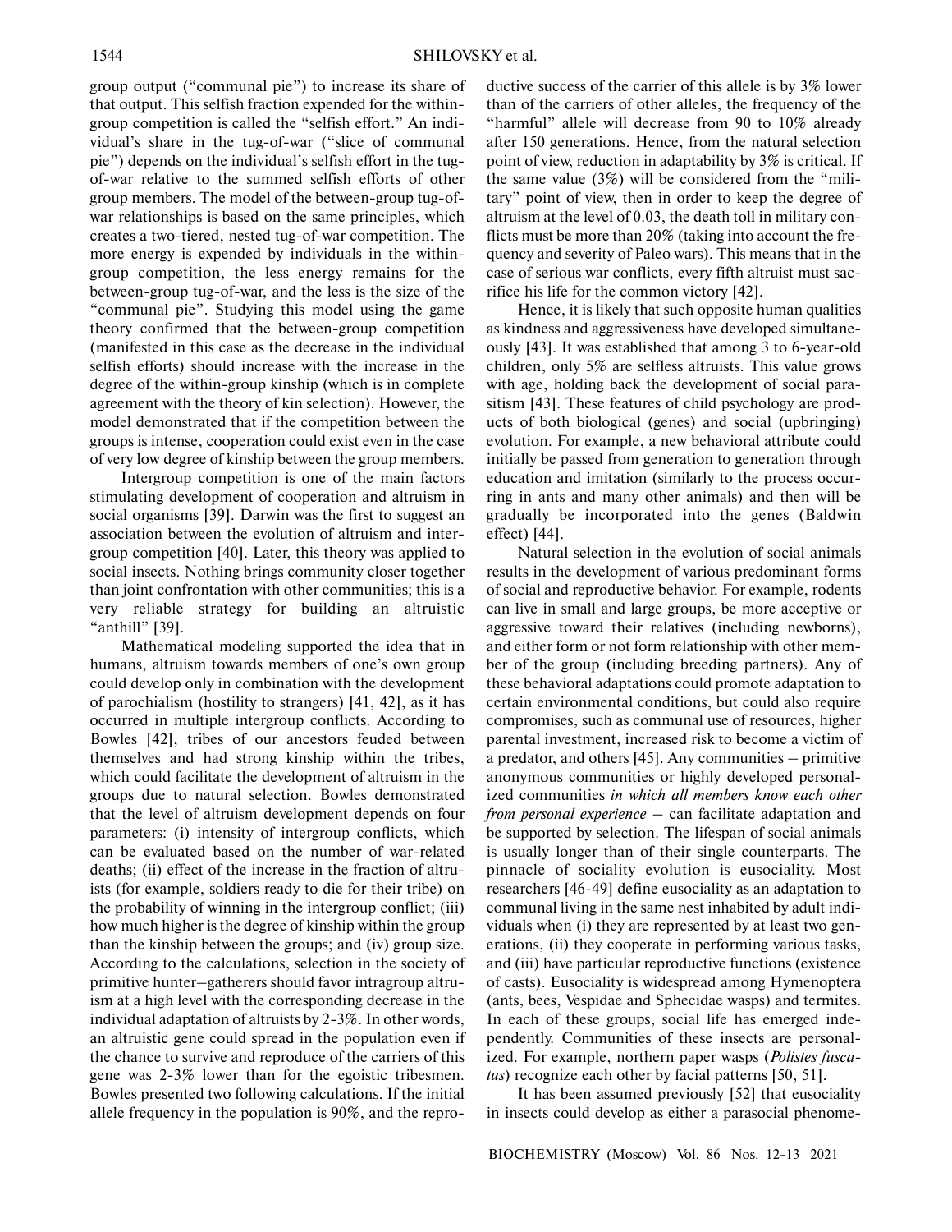group output ("communal pie") to increase its share of that output. This selfish fraction expended for the within-group competition is called the "selfish effort." An individual's share in the tug-of-war ("slice of communal pie") depends on the individual's selfish effort in the tug-of-war relative to the summed selfish efforts of other group members. The model of the between-group tug-of-war relationships is based on the same principles, which creates a two-tiered, nested tug-of-war competition. The more energy is expended by individuals in the within-group competition, the less energy remains for the between-group tug-of-war, and the less is the size of the "communal pie". Studying this model using the game theory confirmed that the between-group competition (manifested in this case as the decrease in the individual selfish efforts) should increase with the increase in the degree of the within-group kinship (which is in complete agreement with the theory of kin selection). However, the model demonstrated that if the competition between the groups is intense, cooperation could exist even in the case of very low degree of kinship between the group members.

Intergroup competition is one of the main factors stimulating development of cooperation and altruism in social organisms [39]. Darwin was the first to suggest an association between the evolution of altruism and intergroup competition [40]. Later, this theory was applied to social insects. Nothing brings community closer together than joint confrontation with other communities; this is a very reliable strategy for building an altruistic "anthill" [39].

Mathematical modeling supported the idea that in humans, altruism towards members of one's own group could develop only in combination with the development of parochialism (hostility to strangers) [41, 42], as it has occurred in multiple intergroup conflicts. According to Bowles [42], tribes of our ancestors feuded between themselves and had strong kinship within the tribes, which could facilitate the development of altruism in the groups due to natural selection. Bowles demonstrated that the level of altruism development depends on four parameters: (i) intensity of intergroup conflicts, which can be evaluated based on the number of war-related deaths; (ii) effect of the increase in the fraction of altruists (for example, soldiers ready to die for their tribe) on the probability of winning in the intergroup conflict; (iii) how much higher is the degree of kinship within the group than the kinship between the groups; and (iv) group size. According to the calculations, selection in the society of primitive hunter–gatherers should favor intragroup altruism at a high level with the corresponding decrease in the individual adaptation of altruists by 2-3%. In other words, an altruistic gene could spread in the population even if the chance to survive and reproduce of the carriers of this gene was 2-3% lower than for the egoistic tribesmen. Bowles presented two following calculations. If the initial allele frequency in the population is 90%, and the reproductive success of the carrier of this allele is by 3% lower than of the carriers of other alleles, the frequency of the "harmful" allele will decrease from 90 to 10% already after 150 generations. Hence, from the natural selection point of view, reduction in adaptability by 3% is critical. If the same value (3%) will be considered from the "military" point of view, then in order to keep the degree of altruism at the level of 0.03, the death toll in military conflicts must be more than 20% (taking into account the frequency and severity of Paleo wars). This means that in the case of serious war conflicts, every fifth altruist must sacrifice his life for the common victory [42].

Hence, it is likely that such opposite human qualities as kindness and aggressiveness have developed simultaneously [43]. It was established that among 3 to 6-year-old children, only 5% are selfless altruists. This value grows with age, holding back the development of social parasitism [43]. These features of child psychology are products of both biological (genes) and social (upbringing) evolution. For example, a new behavioral attribute could initially be passed from generation to generation through education and imitation (similarly to the process occurring in ants and many other animals) and then will be gradually be incorporated into the genes (Baldwin effect) [44].

Natural selection in the evolution of social animals results in the development of various predominant forms of social and reproductive behavior. For example, rodents can live in small and large groups, be more acceptive or aggressive toward their relatives (including newborns), and either form or not form relationship with other member of the group (including breeding partners). Any of these behavioral adaptations could promote adaptation to certain environmental conditions, but could also require compromises, such as communal use of resources, higher parental investment, increased risk to become a victim of a predator, and others [45]. Any communities – primitive anonymous communities or highly developed personalized communities *in which all members know each other from personal experience* – can facilitate adaptation and be supported by selection. The lifespan of social animals is usually longer than of their single counterparts. The pinnacle of sociality evolution is eusociality. Most researchers [46-49] define eusociality as an adaptation to communal living in the same nest inhabited by adult individuals when (i) they are represented by at least two generations, (ii) they cooperate in performing various tasks, and (iii) have particular reproductive functions (existence of casts). Eusociality is widespread among Hymenoptera (ants, bees, Vespidae and Sphecidae wasps) and termites. In each of these groups, social life has emerged independently. Communities of these insects are personalized. For example, northern paper wasps (*Polistes fuscatus*) recognize each other by facial patterns [50, 51].

It has been assumed previously [52] that eusociality in insects could develop as either a parasocial phenome-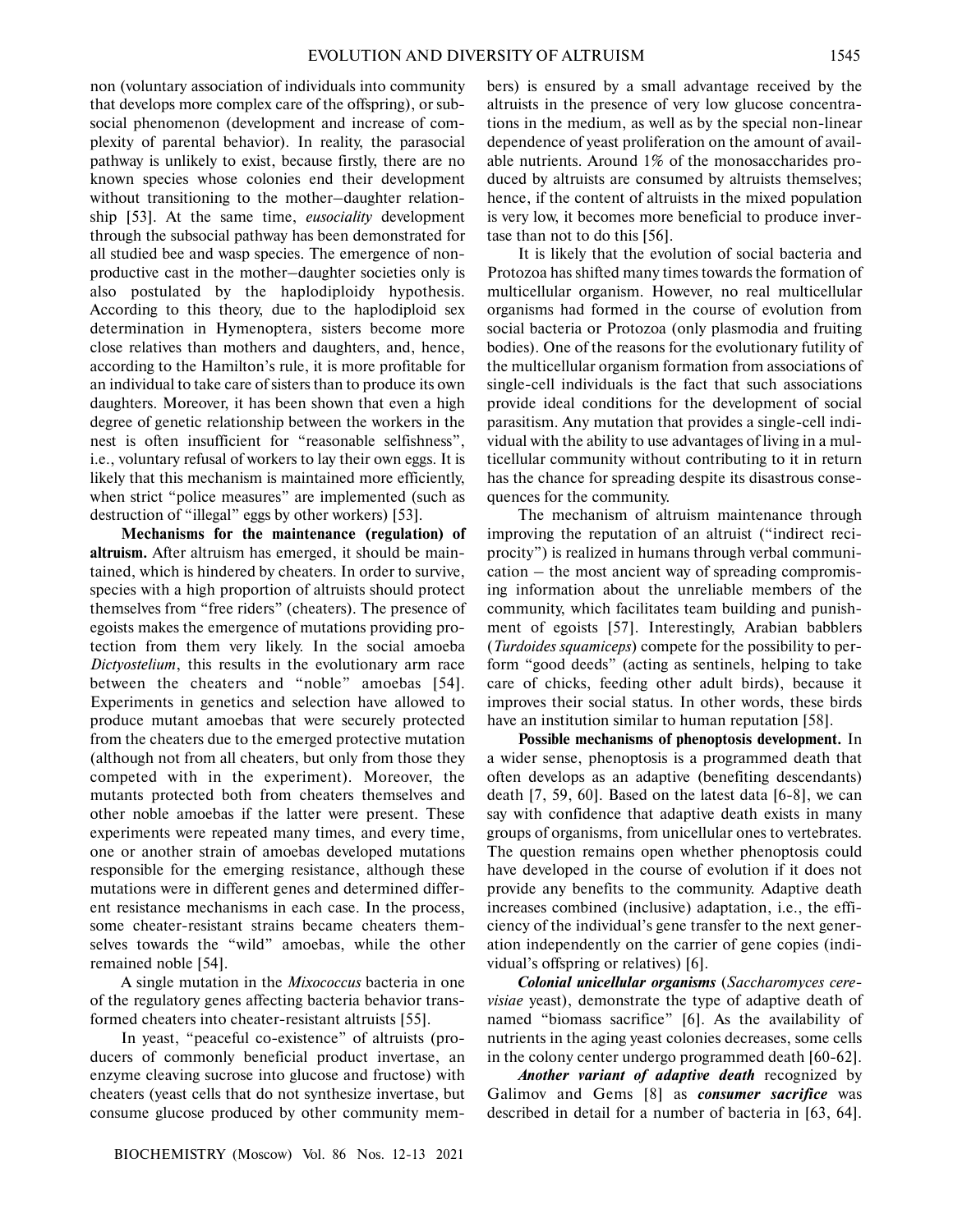non (voluntary association of individuals into community that develops more complex care of the offspring), or subsocial phenomenon (development and increase of complexity of parental behavior). In reality, the parasocial pathway is unlikely to exist, because firstly, there are no known species whose colonies end their development without transitioning to the mother–daughter relationship [53]. At the same time, *eusociality* development through the subsocial pathway has been demonstrated for all studied bee and wasp species. The emergence of nonproductive cast in the mother–daughter societies only is also postulated by the haplodiploidy hypothesis. According to this theory, due to the haplodiploid sex determination in Hymenoptera, sisters become more close relatives than mothers and daughters, and, hence, according to the Hamilton's rule, it is more profitable for an individual to take care of sisters than to produce its own daughters. Moreover, it has been shown that even a high degree of genetic relationship between the workers in the nest is often insufficient for "reasonable selfishness", i.e., voluntary refusal of workers to lay their own eggs. It is likely that this mechanism is maintained more efficiently, when strict "police measures" are implemented (such as destruction of "illegal" eggs by other workers) [53].

**Mechanisms for the maintenance (regulation) of altruism.** After altruism has emerged, it should be maintained, which is hindered by cheaters. In order to survive, species with a high proportion of altruists should protect themselves from "free riders" (cheaters). The presence of egoists makes the emergence of mutations providing protection from them very likely. In the social amoeba *Dictyostelium*, this results in the evolutionary arm race between the cheaters and "noble" amoebas [54]. Experiments in genetics and selection have allowed to produce mutant amoebas that were securely protected from the cheaters due to the emerged protective mutation (although not from all cheaters, but only from those they competed with in the experiment). Moreover, the mutants protected both from cheaters themselves and other noble amoebas if the latter were present. These experiments were repeated many times, and every time, one or another strain of amoebas developed mutations responsible for the emerging resistance, although these mutations were in different genes and determined different resistance mechanisms in each case. In the process, some cheater-resistant strains became cheaters themselves towards the "wild" amoebas, while the other remained noble [54].

A single mutation in the *Mixococcus* bacteria in one of the regulatory genes affecting bacteria behavior transformed cheaters into cheater-resistant altruists [55].

In yeast, "peaceful co-existence" of altruists (producers of commonly beneficial product invertase, an enzyme cleaving sucrose into glucose and fructose) with cheaters (yeast cells that do not synthesize invertase, but consume glucose produced by other community members) is ensured by a small advantage received by the altruists in the presence of very low glucose concentrations in the medium, as well as by the special non-linear dependence of yeast proliferation on the amount of available nutrients. Around 1% of the monosaccharides produced by altruists are consumed by altruists themselves; hence, if the content of altruists in the mixed population is very low, it becomes more beneficial to produce invertase than not to do this [56].

It is likely that the evolution of social bacteria and Protozoa has shifted many times towards the formation of multicellular organism. However, no real multicellular organisms had formed in the course of evolution from social bacteria or Protozoa (only plasmodia and fruiting bodies). One of the reasons for the evolutionary futility of the multicellular organism formation from associations of single-cell individuals is the fact that such associations provide ideal conditions for the development of social parasitism. Any mutation that provides a single-cell individual with the ability to use advantages of living in a multicellular community without contributing to it in return has the chance for spreading despite its disastrous consequences for the community.

The mechanism of altruism maintenance through improving the reputation of an altruist ("indirect reciprocity") is realized in humans through verbal communication – the most ancient way of spreading compromising information about the unreliable members of the community, which facilitates team building and punishment of egoists [57]. Interestingly, Arabian babblers (*Turdoides squamiceps*) compete for the possibility to perform "good deeds" (acting as sentinels, helping to take care of chicks, feeding other adult birds), because it improves their social status. In other words, these birds have an institution similar to human reputation [58].

**Possible mechanisms of phenoptosis development.** In a wider sense, phenoptosis is a programmed death that often develops as an adaptive (benefiting descendants) death [7, 59, 60]. Based on the latest data [6-8], we can say with confidence that adaptive death exists in many groups of organisms, from unicellular ones to vertebrates. The question remains open whether phenoptosis could have developed in the course of evolution if it does not provide any benefits to the community. Adaptive death increases combined (inclusive) adaptation, i.e., the efficiency of the individual's gene transfer to the next generation independently on the carrier of gene copies (individual's offspring or relatives) [6].

***Colonial unicellular organisms*** (*Saccharomyces cerevisiae* yeast), demonstrate the type of adaptive death of named "biomass sacrifice" [6]. As the availability of nutrients in the aging yeast colonies decreases, some cells in the colony center undergo programmed death [60-62].

***Another variant of adaptive death*** recognized by Galimov and Gems [8] as ***consumer sacrifice*** was described in detail for a number of bacteria in [63, 64].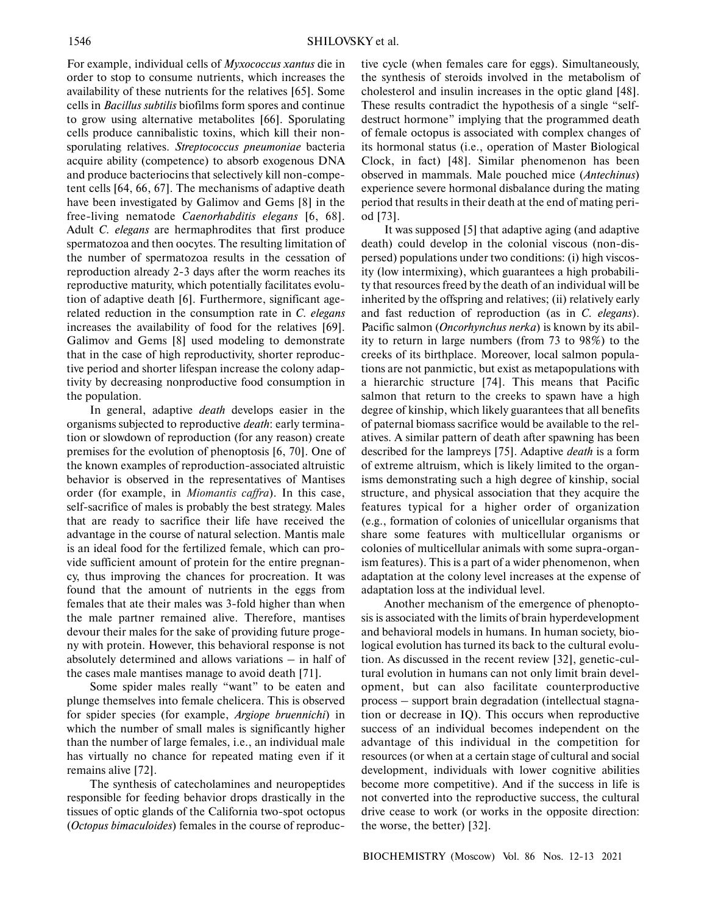For example, individual cells of *Myxococcus xantus* die in order to stop to consume nutrients, which increases the availability of these nutrients for the relatives [65]. Some cells in *Bacillus subtilis* biofilms form spores and continue to grow using alternative metabolites [66]. Sporulating cells produce cannibalistic toxins, which kill their non-sporulating relatives. *Streptococcus pneumoniae* bacteria acquire ability (competence) to absorb exogenous DNA and produce bacteriocins that selectively kill non-competent cells [64, 66, 67]. The mechanisms of adaptive death have been investigated by Galimov and Gems [8] in the free-living nematode *Caenorhabditis elegans* [6, 68]. Adult *C. elegans* are hermaphrodites that first produce spermatozoa and then oocytes. The resulting limitation of the number of spermatozoa results in the cessation of reproduction already 2-3 days after the worm reaches its reproductive maturity, which potentially facilitates evolution of adaptive death [6]. Furthermore, significant age-related reduction in the consumption rate in *C. elegans* increases the availability of food for the relatives [69]. Galimov and Gems [8] used modeling to demonstrate that in the case of high reproductivity, shorter reproductive period and shorter lifespan increase the colony adaptivity by decreasing nonproductive food consumption in the population.

In general, adaptive *death* develops easier in the organisms subjected to reproductive *death*: early termination or slowdown of reproduction (for any reason) create premises for the evolution of phenoptosis [6, 70]. One of the known examples of reproduction-associated altruistic behavior is observed in the representatives of Mantises order (for example, in *Miomantis caffra*). In this case, self-sacrifice of males is probably the best strategy. Males that are ready to sacrifice their life have received the advantage in the course of natural selection. Mantis male is an ideal food for the fertilized female, which can provide sufficient amount of protein for the entire pregnancy, thus improving the chances for procreation. It was found that the amount of nutrients in the eggs from females that ate their males was 3-fold higher than when the male partner remained alive. Therefore, mantises devour their males for the sake of providing future progeny with protein. However, this behavioral response is not absolutely determined and allows variations – in half of the cases male mantises manage to avoid death [71].

Some spider males really "want" to be eaten and plunge themselves into female chelicera. This is observed for spider species (for example, *Argiope bruennichi*) in which the number of small males is significantly higher than the number of large females, i.e., an individual male has virtually no chance for repeated mating even if it remains alive [72].

The synthesis of catecholamines and neuropeptides responsible for feeding behavior drops drastically in the tissues of optic glands of the California two-spot octopus (*Octopus bimaculoides*) females in the course of reproductive cycle (when females care for eggs). Simultaneously, the synthesis of steroids involved in the metabolism of cholesterol and insulin increases in the optic gland [48]. These results contradict the hypothesis of a single "self-destruct hormone" implying that the programmed death of female octopus is associated with complex changes of its hormonal status (i.e., operation of Master Biological Clock, in fact) [48]. Similar phenomenon has been observed in mammals. Male pouched mice (*Antechinus*) experience severe hormonal disbalance during the mating period that results in their death at the end of mating period [73].

It was supposed [5] that adaptive aging (and adaptive death) could develop in the colonial viscous (non-dispersed) populations under two conditions: (i) high viscosity (low intermixing), which guarantees a high probability that resources freed by the death of an individual will be inherited by the offspring and relatives; (ii) relatively early and fast reduction of reproduction (as in *C. elegans*). Pacific salmon (*Oncorhynchus nerka*) is known by its ability to return in large numbers (from 73 to 98%) to the creeks of its birthplace. Moreover, local salmon populations are not panmictic, but exist as metapopulations with a hierarchic structure [74]. This means that Pacific salmon that return to the creeks to spawn have a high degree of kinship, which likely guarantees that all benefits of paternal biomass sacrifice would be available to the relatives. A similar pattern of death after spawning has been described for the lampreys [75]. Adaptive *death* is a form of extreme altruism, which is likely limited to the organisms demonstrating such a high degree of kinship, social structure, and physical association that they acquire the features typical for a higher order of organization (e.g., formation of colonies of unicellular organisms that share some features with multicellular organisms or colonies of multicellular animals with some supra-organism features). This is a part of a wider phenomenon, when adaptation at the colony level increases at the expense of adaptation loss at the individual level.

Another mechanism of the emergence of phenoptosis is associated with the limits of brain hyperdevelopment and behavioral models in humans. In human society, biological evolution has turned its back to the cultural evolution. As discussed in the recent review [32], genetic-cultural evolution in humans can not only limit brain development, but can also facilitate counterproductive process – support brain degradation (intellectual stagnation or decrease in IQ). This occurs when reproductive success of an individual becomes independent on the advantage of this individual in the competition for resources (or when at a certain stage of cultural and social development, individuals with lower cognitive abilities become more competitive). And if the success in life is not converted into the reproductive success, the cultural drive cease to work (or works in the opposite direction: the worse, the better) [32].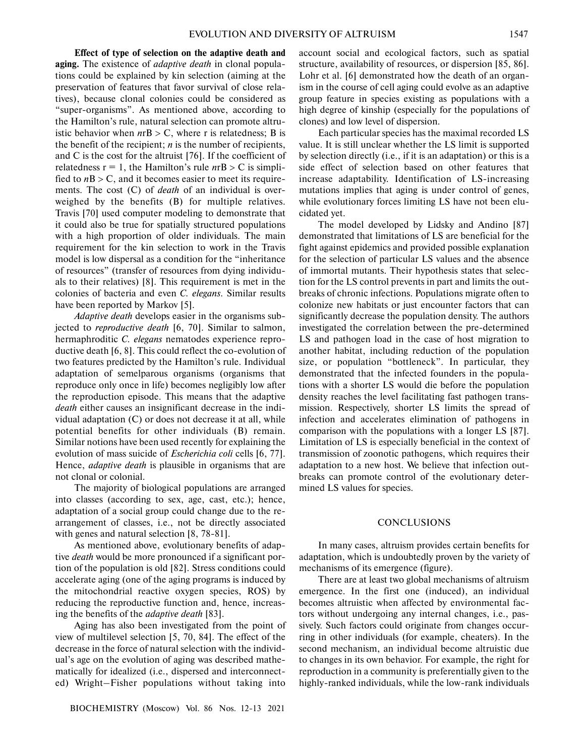**Effect of type of selection on the adaptive death and aging.** The existence of *adaptive death* in clonal populations could be explained by kin selection (aiming at the preservation of features that favor survival of close relatives), because clonal colonies could be considered as "super-organisms". As mentioned above, according to the Hamilton's rule, natural selection can promote altruistic behavior when $nrB > C$, where r is relatedness; B is the benefit of the recipient; *n* is the number of recipients, and C is the cost for the altruist [76]. If the coefficient of relatedness $r = 1$, the Hamilton's rule $nrB > C$ is simplified to $nB > C$, and it becomes easier to meet its requirements. The cost (C) of *death* of an individual is overweighed by the benefits (B) for multiple relatives. Travis [70] used computer modeling to demonstrate that it could also be true for spatially structured populations with a high proportion of older individuals. The main requirement for the kin selection to work in the Travis model is low dispersal as a condition for the "inheritance of resources" (transfer of resources from dying individuals to their relatives) [8]. This requirement is met in the colonies of bacteria and even *C. elegans*. Similar results have been reported by Markov [5].

*Adaptive death* develops easier in the organisms subjected to *reproductive death* [6, 70]. Similar to salmon, hermaphroditic *C. elegans* nematodes experience reproductive death [6, 8]. This could reflect the co-evolution of two features predicted by the Hamilton's rule. Individual adaptation of semelparous organisms (organisms that reproduce only once in life) becomes negligibly low after the reproduction episode. This means that the adaptive *death* either causes an insignificant decrease in the individual adaptation (C) or does not decrease it at all, while potential benefits for other individuals (B) remain. Similar notions have been used recently for explaining the evolution of mass suicide of *Escherichia coli* cells [6, 77]. Hence, *adaptive death* is plausible in organisms that are not clonal or colonial.

The majority of biological populations are arranged into classes (according to sex, age, cast, etc.); hence, adaptation of a social group could change due to the rearrangement of classes, i.e., not be directly associated with genes and natural selection [8, 78-81].

As mentioned above, evolutionary benefits of adaptive *death* would be more pronounced if a significant portion of the population is old [82]. Stress conditions could accelerate aging (one of the aging programs is induced by the mitochondrial reactive oxygen species, ROS) by reducing the reproductive function and, hence, increasing the benefits of the *adaptive death* [83].

Aging has also been investigated from the point of view of multilevel selection [5, 70, 84]. The effect of the decrease in the force of natural selection with the individual's age on the evolution of aging was described mathematically for idealized (i.e., dispersed and interconnected) Wright–Fisher populations without taking into account social and ecological factors, such as spatial structure, availability of resources, or dispersion [85, 86]. Lohr et al. [6] demonstrated how the death of an organism in the course of cell aging could evolve as an adaptive group feature in species existing as populations with a high degree of kinship (especially for the populations of clones) and low level of dispersion.

Each particular species has the maximal recorded LS value. It is still unclear whether the LS limit is supported by selection directly (i.e., if it is an adaptation) or this is a side effect of selection based on other features that increase adaptability. Identification of LS-increasing mutations implies that aging is under control of genes, while evolutionary forces limiting LS have not been elucidated yet.

The model developed by Lidsky and Andino [87] demonstrated that limitations of LS are beneficial for the fight against epidemics and provided possible explanation for the selection of particular LS values and the absence of immortal mutants. Their hypothesis states that selection for the LS control prevents in part and limits the outbreaks of chronic infections. Populations migrate often to colonize new habitats or just encounter factors that can significantly decrease the population density. The authors investigated the correlation between the pre-determined LS and pathogen load in the case of host migration to another habitat, including reduction of the population size, or population "bottleneck". In particular, they demonstrated that the infected founders in the populations with a shorter LS would die before the population density reaches the level facilitating fast pathogen transmission. Respectively, shorter LS limits the spread of infection and accelerates elimination of pathogens in comparison with the populations with a longer LS [87]. Limitation of LS is especially beneficial in the context of transmission of zoonotic pathogens, which requires their adaptation to a new host. We believe that infection outbreaks can promote control of the evolutionary determined LS values for species.

## CONCLUSIONS

In many cases, altruism provides certain benefits for adaptation, which is undoubtedly proven by the variety of mechanisms of its emergence (figure).

There are at least two global mechanisms of altruism emergence. In the first one (induced), an individual becomes altruistic when affected by environmental factors without undergoing any internal changes, i.e., passively. Such factors could originate from changes occurring in other individuals (for example, cheaters). In the second mechanism, an individual become altruistic due to changes in its own behavior. For example, the right for reproduction in a community is preferentially given to the highly-ranked individuals, while the low-rank individuals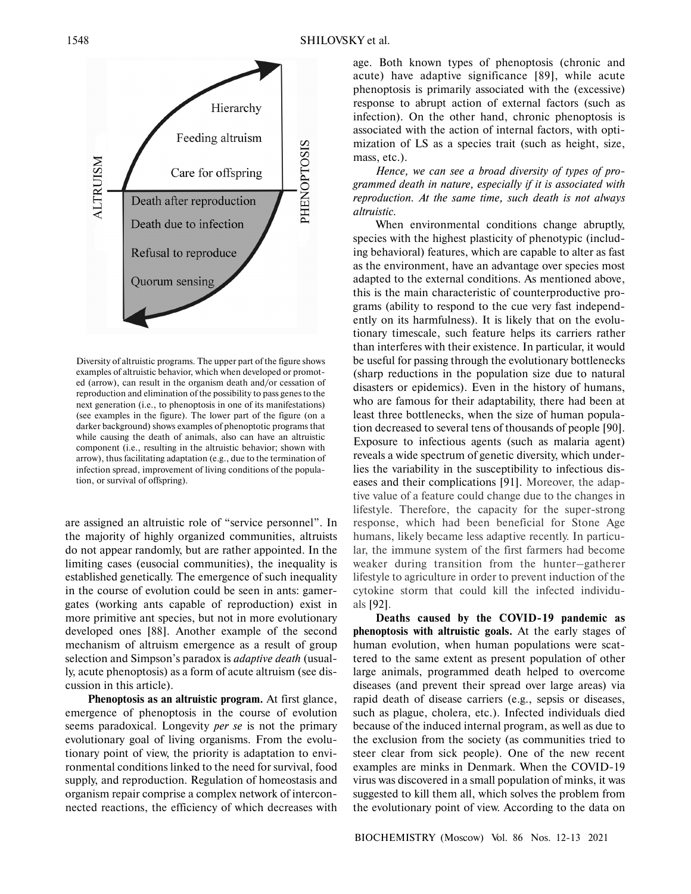Diversity of altruistic programs. The upper part of the figure shows examples of altruistic behavior, which when developed or promoted (arrow), can result in the organism death and/or cessation of reproduction and elimination of the possibility to pass genes to the next generation (i.e., to phenoptosis in one of its manifestations) (see examples in the figure). The lower part of the figure (on a darker background) shows examples of phenoptotic programs that while causing the death of animals, also can have an altruistic component (i.e., resulting in the altruistic behavior; shown with arrow), thus facilitating adaptation (e.g., due to the termination of infection spread, improvement of living conditions of the population, or survival of offspring).

are assigned an altruistic role of "service personnel". In the majority of highly organized communities, altruists do not appear randomly, but are rather appointed. In the limiting cases (eusocial communities), the inequality is established genetically. The emergence of such inequality in the course of evolution could be seen in ants: gamergates (working ants capable of reproduction) exist in more primitive ant species, but not in more evolutionary developed ones [88]. Another example of the second mechanism of altruism emergence as a result of group selection and Simpson's paradox is *adaptive death* (usually, acute phenoptosis) as a form of acute altruism (see discussion in this article).

**Phenoptosis as an altruistic program.** At first glance, emergence of phenoptosis in the course of evolution seems paradoxical. Longevity *per se* is not the primary evolutionary goal of living organisms. From the evolutionary point of view, the priority is adaptation to environmental conditions linked to the need for survival, food supply, and reproduction. Regulation of homeostasis and organism repair comprise a complex network of interconnected reactions, the efficiency of which decreases with age. Both known types of phenoptosis (chronic and acute) have adaptive significance [89], while acute phenoptosis is primarily associated with the (excessive) response to abrupt action of external factors (such as infection). On the other hand, chronic phenoptosis is associated with the action of internal factors, with optimization of LS as a species trait (such as height, size, mass, etc.).

*Hence, we can see a broad diversity of types of programmed death in nature, especially if it is associated with reproduction. At the same time, such death is not always altruistic.*

When environmental conditions change abruptly, species with the highest plasticity of phenotypic (including behavioral) features, which are capable to alter as fast as the environment, have an advantage over species most adapted to the external conditions. As mentioned above, this is the main characteristic of counterproductive programs (ability to respond to the cue very fast independently on its harmfulness). It is likely that on the evolutionary timescale, such feature helps its carriers rather than interferes with their existence. In particular, it would be useful for passing through the evolutionary bottlenecks (sharp reductions in the population size due to natural disasters or epidemics). Even in the history of humans, who are famous for their adaptability, there had been at least three bottlenecks, when the size of human population decreased to several tens of thousands of people [90]. Exposure to infectious agents (such as malaria agent) reveals a wide spectrum of genetic diversity, which underlies the variability in the susceptibility to infectious diseases and their complications [91]. Moreover, the adaptive value of a feature could change due to the changes in lifestyle. Therefore, the capacity for the super-strong response, which had been beneficial for Stone Age humans, likely became less adaptive recently. In particular, the immune system of the first farmers had become weaker during transition from the hunter–gatherer lifestyle to agriculture in order to prevent induction of the cytokine storm that could kill the infected individuals [92].

**Deaths caused by the COVID-19 pandemic as phenoptosis with altruistic goals.** At the early stages of human evolution, when human populations were scattered to the same extent as present population of other large animals, programmed death helped to overcome diseases (and prevent their spread over large areas) via rapid death of disease carriers (e.g., sepsis or diseases, such as plague, cholera, etc.). Infected individuals died because of the induced internal program, as well as due to the exclusion from the society (as communities tried to steer clear from sick people). One of the new recent examples are minks in Denmark. When the COVID-19 virus was discovered in a small population of minks, it was suggested to kill them all, which solves the problem from the evolutionary point of view. According to the data on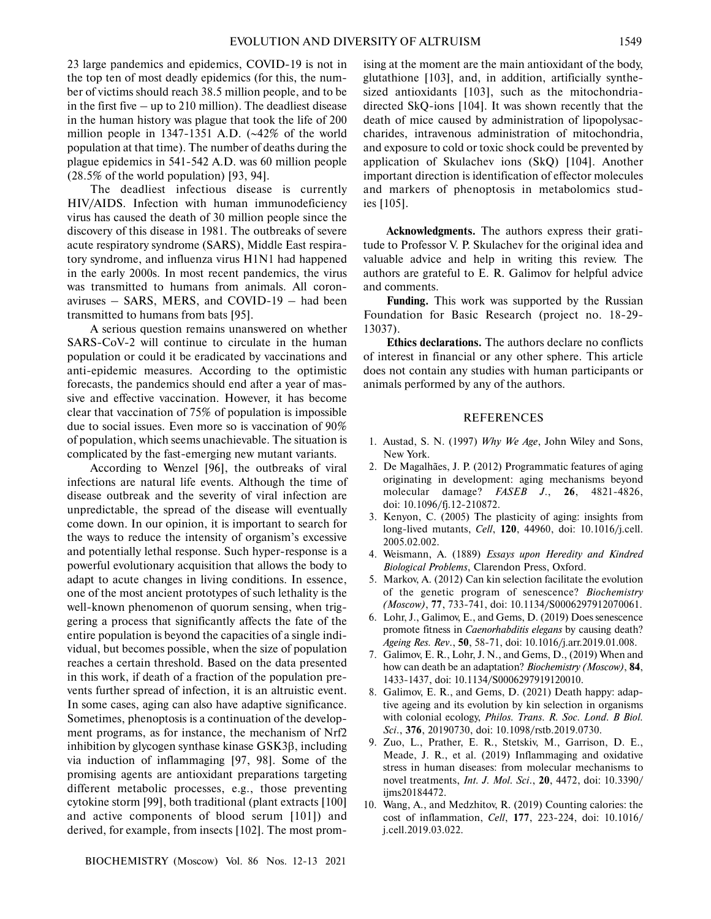23 large pandemics and epidemics, COVID-19 is not in the top ten of most deadly epidemics (for this, the number of victims should reach 38.5 million people, and to be in the first five – up to 210 million). The deadliest disease in the human history was plague that took the life of 200 million people in 1347-1351 A.D. (~42% of the world population at that time). The number of deaths during the plague epidemics in 541-542 A.D. was 60 million people (28.5% of the world population) [93, 94].

The deadliest infectious disease is currently HIV/AIDS. Infection with human immunodeficiency virus has caused the death of 30 million people since the discovery of this disease in 1981. The outbreaks of severe acute respiratory syndrome (SARS), Middle East respiratory syndrome, and influenza virus H1N1 had happened in the early 2000s. In most recent pandemics, the virus was transmitted to humans from animals. All coronaviruses – SARS, MERS, and COVID-19 – had been transmitted to humans from bats [95].

A serious question remains unanswered on whether SARS-CoV-2 will continue to circulate in the human population or could it be eradicated by vaccinations and anti-epidemic measures. According to the optimistic forecasts, the pandemics should end after a year of massive and effective vaccination. However, it has become clear that vaccination of 75% of population is impossible due to social issues. Even more so is vaccination of 90% of population, which seems unachievable. The situation is complicated by the fast-emerging new mutant variants.

According to Wenzel [96], the outbreaks of viral infections are natural life events. Although the time of disease outbreak and the severity of viral infection are unpredictable, the spread of the disease will eventually come down. In our opinion, it is important to search for the ways to reduce the intensity of organism's excessive and potentially lethal response. Such hyper-response is a powerful evolutionary acquisition that allows the body to adapt to acute changes in living conditions. In essence, one of the most ancient prototypes of such lethality is the well-known phenomenon of quorum sensing, when triggering a process that significantly affects the fate of the entire population is beyond the capacities of a single individual, but becomes possible, when the size of population reaches a certain threshold. Based on the data presented in this work, if death of a fraction of the population prevents further spread of infection, it is an altruistic event. In some cases, aging can also have adaptive significance. Sometimes, phenoptosis is a continuation of the development programs, as for instance, the mechanism of Nrf2 inhibition by glycogen synthase kinase GSK3β, including via induction of inflammaging [97, 98]. Some of the promising agents are antioxidant preparations targeting different metabolic processes, e.g., those preventing cytokine storm [99], both traditional (plant extracts [100] and active components of blood serum [101]) and derived, for example, from insects [102]. The most promising at the moment are the main antioxidant of the body, glutathione [103], and, in addition, artificially synthesized antioxidants [103], such as the mitochondria-directed SkQ-ions [104]. It was shown recently that the death of mice caused by administration of lipopolysaccharides, intravenous administration of mitochondria, and exposure to cold or toxic shock could be prevented by application of Skulachev ions (SkQ) [104]. Another important direction is identification of effector molecules and markers of phenoptosis in metabolomics studies [105].

**Acknowledgments.** The authors express their gratitude to Professor V. P. Skulachev for the original idea and valuable advice and help in writing this review. The authors are grateful to E. R. Galimov for helpful advice and comments.

**Funding.** This work was supported by the Russian Foundation for Basic Research (project no. 18-29-13037).

**Ethics declarations.** The authors declare no conflicts of interest in financial or any other sphere. This article does not contain any studies with human participants or animals performed by any of the authors.

## REFERENCES

1. Austad, S. N. (1997) *Why We Age*, John Wiley and Sons, New York.
2. De Magalhães, J. P. (2012) Programmatic features of aging originating in development: aging mechanisms beyond molecular damage? *FASEB J.*, **26**, 4821-4826, doi: 10.1096/fj.12-210872.
3. Kenyon, C. (2005) The plasticity of aging: insights from long-lived mutants, *Cell*, **120**, 44960, doi: 10.1016/j.cell.2005.02.002.
4. Weismann, A. (1889) *Essays upon Heredity and Kindred Biological Problems*, Clarendon Press, Oxford.
5. Markov, A. (2012) Can kin selection facilitate the evolution of the genetic program of senescence? *Biochemistry (Moscow)*, **77**, 733-741, doi: 10.1134/S0006297912070061.
6. Lohr, J., Galimov, E., and Gems, D. (2019) Does senescence promote fitness in *Caenorhabditis elegans* by causing death? *Ageing Res. Rev.*, **50**, 58-71, doi: 10.1016/j.arr.2019.01.008.
7. Galimov, E. R., Lohr, J. N., and Gems, D., (2019) When and how can death be an adaptation? *Biochemistry (Moscow)*, **84**, 1433-1437, doi: 10.1134/S0006297919120010.
8. Galimov, E. R., and Gems, D. (2021) Death happy: adaptive ageing and its evolution by kin selection in organisms with colonial ecology, *Philos. Trans. R. Soc. Lond. B Biol. Sci.*, **376**, 20190730, doi: 10.1098/rstb.2019.0730.
9. Zuo, L., Prather, E. R., Stetskiv, M., Garrison, D. E., Meade, J. R., et al. (2019) Inflammaging and oxidative stress in human diseases: from molecular mechanisms to novel treatments, *Int. J. Mol. Sci.*, **20**, 4472, doi: 10.3390/ijms20184472.
10. Wang, A., and Medzhitov, R. (2019) Counting calories: the cost of inflammation, *Cell*, **177**, 223-224, doi: 10.1016/j.cell.2019.03.022.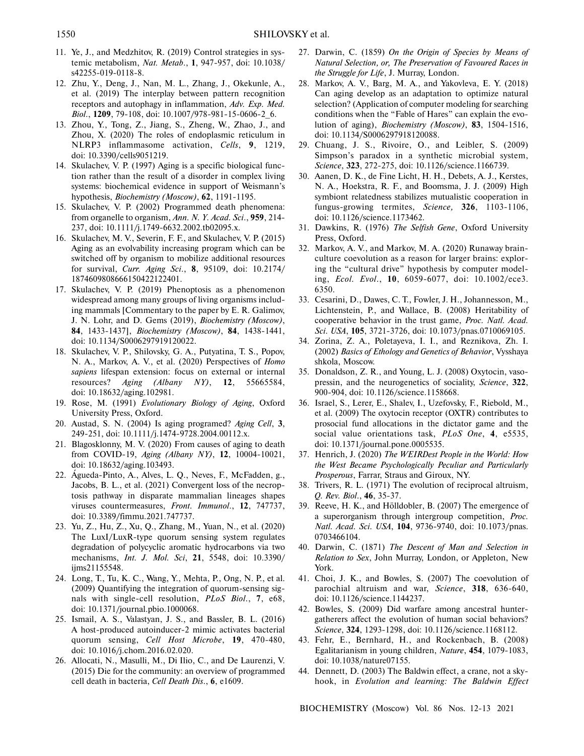11. Ye, J., and Medzhitov, R. (2019) Control strategies in systemic metabolism, *Nat. Metab.*, **1**, 947-957, doi: 10.1038/s42255-019-0118-8.
12. Zhu, Y., Deng, J., Nan, M. L., Zhang, J., Okekunle, A., et al. (2019) The interplay between pattern recognition receptors and autophagy in inflammation, *Adv. Exp. Med. Biol.*, **1209**, 79-108, doi: 10.1007/978-981-15-0606-2_6.
13. Zhou, Y., Tong, Z., Jiang, S., Zheng, W., Zhao, J., and Zhou, X. (2020) The roles of endoplasmic reticulum in NLRP3 inflammasome activation, *Cells*, **9**, 1219, doi: 10.3390/cells9051219.
14. Skulachev, V. P. (1997) Aging is a specific biological function rather than the result of a disorder in complex living systems: biochemical evidence in support of Weismann's hypothesis, *Biochemistry (Moscow)*, **62**, 1191-1195.
15. Skulachev, V. P. (2002) Programmed death phenomena: from organelle to organism, *Ann. N. Y. Acad. Sci.*, **959**, 214-237, doi: 10.1111/j.1749-6632.2002.tb02095.x.
16. Skulachev, M. V., Severin, F. F., and Skulachev, V. P. (2015) Aging as an evolvability increasing program which can be switched off by organism to mobilize additional resources for survival, *Curr. Aging Sci.*, **8**, 95109, doi: 10.2174/1874609808666150422122401.
17. Skulachev, V. P. (2019) Phenoptosis as a phenomenon widespread among many groups of living organisms including mammals [Commentary to the paper by E. R. Galimov, J. N. Lohr, and D. Gems (2019), *Biochemistry (Moscow)*, **84**, 1433-1437], *Biochemistry (Moscow)*, **84**, 1438-1441, doi: 10.1134/S0006297919120022.
18. Skulachev, V. P., Shilovsky, G. A., Putyatina, T. S., Popov, N. A., Markov, A. V., et al. (2020) Perspectives of *Homo sapiens* lifespan extension: focus on external or internal resources? *Aging (Albany NY)*, **12**, 55665584, doi: 10.18632/aging.102981.
19. Rose, M. (1991) *Evolutionary Biology of Aging*, Oxford University Press, Oxford.
20. Austad, S. N. (2004) Is aging programed? *Aging Cell*, **3**, 249-251, doi: 10.1111/j.1474-9728.2004.00112.x.
21. Blagosklonny, M. V. (2020) From causes of aging to death from COVID-19, *Aging (Albany NY)*, **12**, 10004-10021, doi: 10.18632/aging.103493.
22. Águeda-Pinto, A., Alves, L. Q., Neves, F., McFadden, g., Jacobs, B. L., et al. (2021) Convergent loss of the necroptosis pathway in disparate mammalian lineages shapes viruses countermeasures, *Front. Immunol.*, **12**, 747737, doi: 10.3389/fimmu.2021.747737.
23. Yu, Z., Hu, Z., Xu, Q., Zhang, M., Yuan, N., et al. (2020) The LuxI/LuxR-type quorum sensing system regulates degradation of polycyclic aromatic hydrocarbons via two mechanisms, *Int. J. Mol. Sci*, **21**, 5548, doi: 10.3390/ijms21155548.
24. Long, T., Tu, K. C., Wang, Y., Mehta, P., Ong, N. P., et al. (2009) Quantifying the integration of quorum-sensing signals with single-cell resolution, *PLoS Biol.*, **7**, e68, doi: 10.1371/journal.pbio.1000068.
25. Ismail, A. S., Valastyan, J. S., and Bassler, B. L. (2016) A host-produced autoinducer-2 mimic activates bacterial quorum sensing, *Cell Host Microbe*, **19**, 470-480, doi: 10.1016/j.chom.2016.02.020.
26. Allocati, N., Masulli, M., Di Ilio, C., and De Laurenzi, V. (2015) Die for the community: an overview of programmed cell death in bacteria, *Cell Death Dis.*, **6**, e1609.
27. Darwin, C. (1859) *On the Origin of Species by Means of Natural Selection, or, The Preservation of Favoured Races in the Struggle for Life*, J. Murray, London.
28. Markov, A. V., Barg, M. A., and Yakovleva, E. Y. (2018) Can aging develop as an adaptation to optimize natural selection? (Application of computer modeling for searching conditions when the "Fable of Hares" can explain the evolution of aging), *Biochemistry (Moscow)*, **83**, 1504-1516, doi: 10.1134/S0006297918120088.
29. Chuang, J. S., Rivoire, O., and Leibler, S. (2009) Simpson's paradox in a synthetic microbial system, *Science*, **323**, 272-275, doi: 10.1126/science.1166739.
30. Aanen, D. K., de Fine Licht, H. H., Debets, A. J., Kerstes, N. A., Hoekstra, R. F., and Boomsma, J. J. (2009) High symbiont relatedness stabilizes mutualistic cooperation in fungus-growing termites, *Science,* **326**, 1103-1106, doi: 10.1126/science.1173462.
31. Dawkins, R. (1976) *The Selfish Gene*, Oxford University Press, Oxford.
32. Markov, A. V., and Markov, M. A. (2020) Runaway brain-culture coevolution as a reason for larger brains: exploring the "cultural drive" hypothesis by computer modeling, *Ecol. Evol.*, **10**, 6059-6077, doi: 10.1002/ece3.6350.
33. Cesarini, D., Dawes, C. T., Fowler, J. H., Johannesson, M., Lichtenstein, P., and Wallace, B. (2008) Heritability of cooperative behavior in the trust game, *Proc. Natl. Acad. Sci. USA*, **105**, 3721-3726, doi: 10.1073/pnas.0710069105.
34. Zorina, Z. A., Poletayeva, I. I., and Reznikova, Zh. I. (2002) *Basics of Ethology and Genetics of Behavior*, Vysshaya shkola, Moscow.
35. Donaldson, Z. R., and Young, L. J. (2008) Oxytocin, vasopressin, and the neurogenetics of sociality, *Science*, **322**, 900-904, doi: 10.1126/science.1158668.
36. Israel, S., Lerer, E., Shalev, I., Uzefovsky, F., Riebold, M., et al. (2009) The oxytocin receptor (OXTR) contributes to prosocial fund allocations in the dictator game and the social value orientations task, *PLoS One*, **4**, e5535, doi: 10.1371/journal.pone.0005535.
37. Henrich, J. (2020) *The WEIRDest People in the World: How the West Became Psychologically Peculiar and Particularly Prosperous*, Farrar, Straus and Giroux, NY.
38. Trivers, R. L. (1971) The evolution of reciprocal altruism, *Q. Rev. Biol.*, **46**, 35-37.
39. Reeve, H. K., and Hölldobler, B. (2007) The emergence of a superorganism through intergroup competition, *Proc. Natl. Acad. Sci. USA*, **104**, 9736-9740, doi: 10.1073/pnas.0703466104.
40. Darwin, C. (1871) *The Descent of Man and Selection in Relation to Sex*, John Murray, London, or Appleton, New York.
41. Choi, J. K., and Bowles, S. (2007) The coevolution of parochial altruism and war, *Science*, **318**, 636-640, doi: 10.1126/science.1144237.
42. Bowles, S. (2009) Did warfare among ancestral hunter-gatherers affect the evolution of human social behaviors? *Science*, **324**, 1293-1298, doi: 10.1126/science.1168112.
43. Fehr, E., Bernhard, H., and Rockenbach, B. (2008) Egalitarianism in young children, *Nature*, **454**, 1079-1083, doi: 10.1038/nature07155.
44. Dennett, D. (2003) The Baldwin effect, a crane, not a skyhook, in *Evolution and learning: The Baldwin Effect*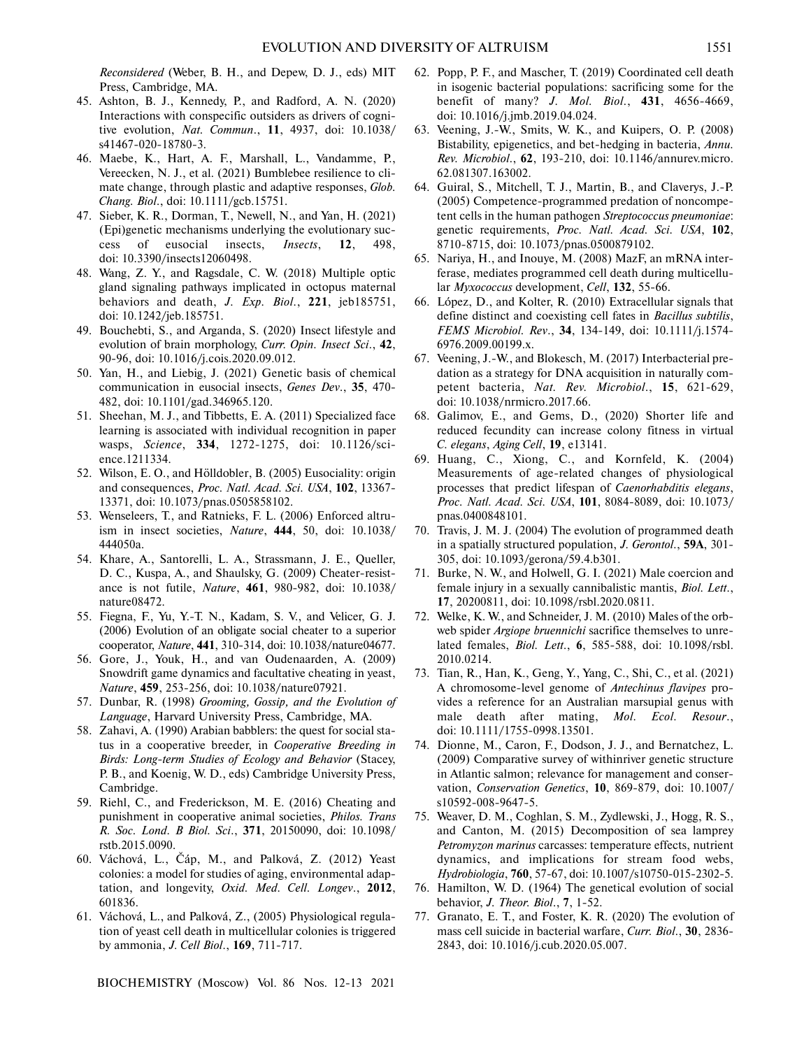*Reconsidered* (Weber, B. H., and Depew, D. J., eds) MIT Press, Cambridge, MA.

45. Ashton, B. J., Kennedy, P., and Radford, A. N. (2020) Interactions with conspecific outsiders as drivers of cognitive evolution, *Nat. Commun.*, **11**, 4937, doi: 10.1038/s41467-020-18780-3.
46. Maebe, K., Hart, A. F., Marshall, L., Vandamme, P., Vereecken, N. J., et al. (2021) Bumblebee resilience to climate change, through plastic and adaptive responses, *Glob. Chang. Biol.*, doi: 10.1111/gcb.15751.
47. Sieber, K. R., Dorman, T., Newell, N., and Yan, H. (2021) (Epi)genetic mechanisms underlying the evolutionary success of eusocial insects, *Insects*, **12**, 498, doi: 10.3390/insects12060498.
48. Wang, Z. Y., and Ragsdale, C. W. (2018) Multiple optic gland signaling pathways implicated in octopus maternal behaviors and death, *J. Exp. Biol.*, **221**, jeb185751, doi: 10.1242/jeb.185751.
49. Bouchebti, S., and Arganda, S. (2020) Insect lifestyle and evolution of brain morphology, *Curr. Opin. Insect Sci.*, **42**, 90-96, doi: 10.1016/j.cois.2020.09.012.
50. Yan, H., and Liebig, J. (2021) Genetic basis of chemical communication in eusocial insects, *Genes Dev.*, **35**, 470-482, doi: 10.1101/gad.346965.120.
51. Sheehan, M. J., and Tibbetts, E. A. (2011) Specialized face learning is associated with individual recognition in paper wasps, *Science*, **334**, 1272-1275, doi: 10.1126/science.1211334.
52. Wilson, E. O., and Hölldobler, B. (2005) Eusociality: origin and consequences, *Proc. Natl. Acad. Sci. USA*, **102**, 13367-13371, doi: 10.1073/pnas.0505858102.
53. Wenseleers, T., and Ratnieks, F. L. (2006) Enforced altruism in insect societies, *Nature*, **444**, 50, doi: 10.1038/444050a.
54. Khare, A., Santorelli, L. A., Strassmann, J. E., Queller, D. C., Kuspa, A., and Shaulsky, G. (2009) Cheater-resistance is not futile, *Nature*, **461**, 980-982, doi: 10.1038/nature08472.
55. Fiegna, F., Yu, Y.-T. N., Kadam, S. V., and Velicer, G. J. (2006) Evolution of an obligate social cheater to a superior cooperator, *Nature*, **441**, 310-314, doi: 10.1038/nature04677.
56. Gore, J., Youk, H., and van Oudenaarden, A. (2009) Snowdrift game dynamics and facultative cheating in yeast, *Nature*, **459**, 253-256, doi: 10.1038/nature07921.
57. Dunbar, R. (1998) *Grooming, Gossip, and the Evolution of Language*, Harvard University Press, Cambridge, MA.
58. Zahavi, A. (1990) Arabian babblers: the quest for social status in a cooperative breeder, in *Cooperative Breeding in Birds: Long-term Studies of Ecology and Behavior* (Stacey, P. B., and Koenig, W. D., eds) Cambridge University Press, Cambridge.
59. Riehl, C., and Frederickson, M. E. (2016) Cheating and punishment in cooperative animal societies, *Philos. Trans R. Soc. Lond. B Biol. Sci.*, **371**, 20150090, doi: 10.1098/rstb.2015.0090.
60. Váchová, L., Čáp, M., and Palková, Z. (2012) Yeast colonies: a model for studies of aging, environmental adaptation, and longevity, *Oxid. Med. Cell. Longev.*, **2012**, 601836.
61. Váchová, L., and Palková, Z., (2005) Physiological regulation of yeast cell death in multicellular colonies is triggered by ammonia, *J. Cell Biol.*, **169**, 711-717.
62. Popp, P. F., and Mascher, T. (2019) Coordinated cell death in isogenic bacterial populations: sacrificing some for the benefit of many? *J. Mol. Biol.*, **431**, 4656-4669, doi: 10.1016/j.jmb.2019.04.024.
63. Veening, J.-W., Smits, W. K., and Kuipers, O. P. (2008) Bistability, epigenetics, and bet-hedging in bacteria, *Annu. Rev. Microbiol.*, **62**, 193-210, doi: 10.1146/annurev.micro.62.081307.163002.
64. Guiral, S., Mitchell, T. J., Martin, B., and Claverys, J.-P. (2005) Competence-programmed predation of noncompetent cells in the human pathogen *Streptococcus pneumoniae*: genetic requirements, *Proc. Natl. Acad. Sci. USA*, **102**, 8710-8715, doi: 10.1073/pnas.0500879102.
65. Nariya, H., and Inouye, M. (2008) MazF, an mRNA interferase, mediates programmed cell death during multicellular *Myxococcus* development, *Cell*, **132**, 55-66.
66. López, D., and Kolter, R. (2010) Extracellular signals that define distinct and coexisting cell fates in *Bacillus subtilis*, *FEMS Microbiol. Rev.*, **34**, 134-149, doi: 10.1111/j.1574-6976.2009.00199.x.
67. Veening, J.-W., and Blokesch, M. (2017) Interbacterial predation as a strategy for DNA acquisition in naturally competent bacteria, *Nat. Rev. Microbiol.*, **15**, 621-629, doi: 10.1038/nrmicro.2017.66.
68. Galimov, E., and Gems, D., (2020) Shorter life and reduced fecundity can increase colony fitness in virtual *C. elegans*, *Aging Cell*, **19**, e13141.
69. Huang, C., Xiong, C., and Kornfeld, K. (2004) Measurements of age-related changes of physiological processes that predict lifespan of *Caenorhabditis elegans*, *Proc. Natl. Acad. Sci. USA*, **101**, 8084-8089, doi: 10.1073/pnas.0400848101.
70. Travis, J. M. J. (2004) The evolution of programmed death in a spatially structured population, *J. Gerontol.*, **59A**, 301-305, doi: 10.1093/gerona/59.4.b301.
71. Burke, N. W., and Holwell, G. I. (2021) Male coercion and female injury in a sexually cannibalistic mantis, *Biol. Lett.*, **17**, 20200811, doi: 10.1098/rsbl.2020.0811.
72. Welke, K. W., and Schneider, J. M. (2010) Males of the orb-web spider *Argiope bruennichi* sacrifice themselves to unrelated females, *Biol. Lett.*, **6**, 585-588, doi: 10.1098/rsbl.2010.0214.
73. Tian, R., Han, K., Geng, Y., Yang, C., Shi, C., et al. (2021) A chromosome-level genome of *Antechinus flavipes* provides a reference for an Australian marsupial genus with male death after mating, *Mol. Ecol. Resour.*, doi: 10.1111/1755-0998.13501.
74. Dionne, M., Caron, F., Dodson, J. J., and Bernatchez, L. (2009) Comparative survey of withinriver genetic structure in Atlantic salmon; relevance for management and conservation, *Conservation Genetics*, **10**, 869-879, doi: 10.1007/s10592-008-9647-5.
75. Weaver, D. M., Coghlan, S. M., Zydlewski, J., Hogg, R. S., and Canton, M. (2015) Decomposition of sea lamprey *Petromyzon marinus* carcasses: temperature effects, nutrient dynamics, and implications for stream food webs, *Hydrobiologia*, **760**, 57-67, doi: 10.1007/s10750-015-2302-5.
76. Hamilton, W. D. (1964) The genetical evolution of social behavior, *J. Theor. Biol.*, **7**, 1-52.
77. Granato, E. T., and Foster, K. R. (2020) The evolution of mass cell suicide in bacterial warfare, *Curr. Biol.*, **30**, 2836-2843, doi: 10.1016/j.cub.2020.05.007.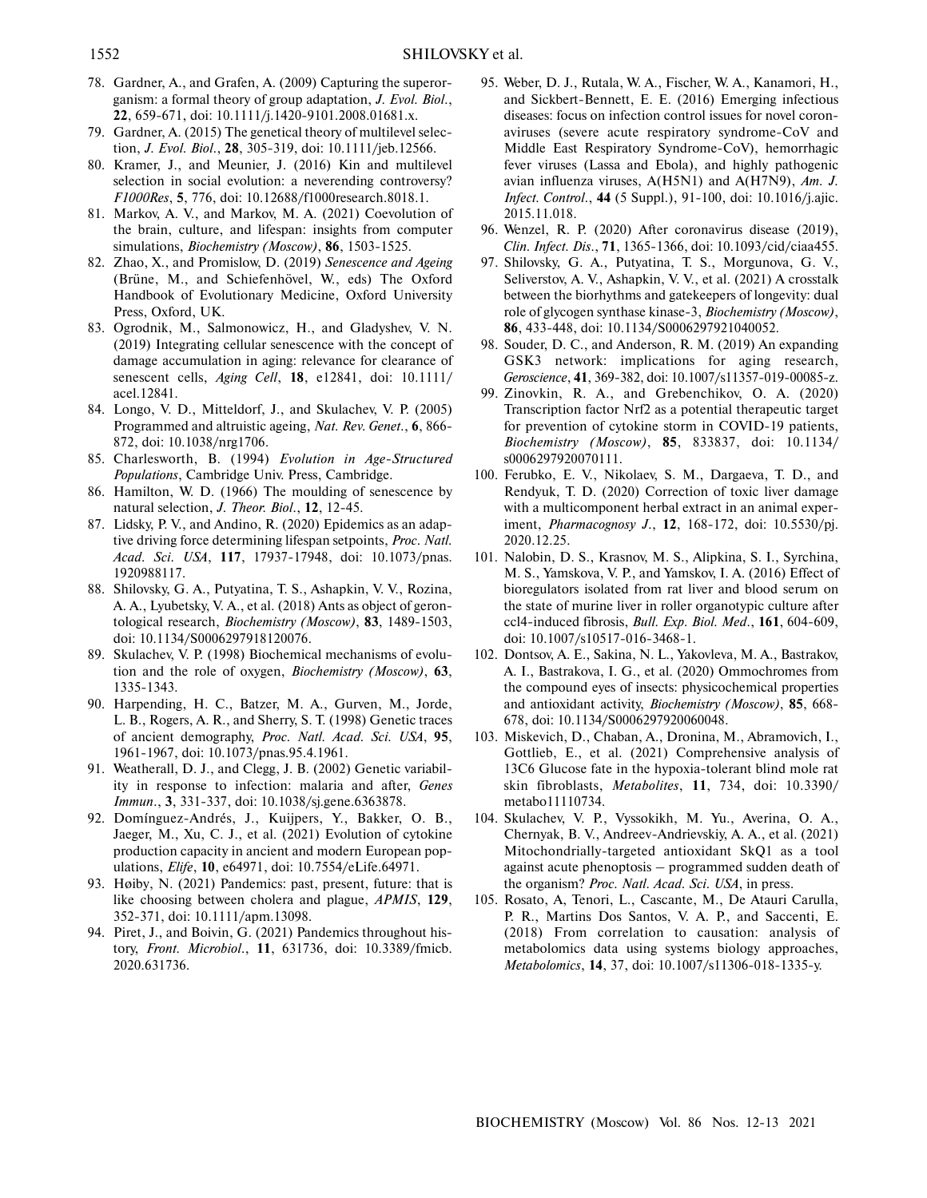78. Gardner, A., and Grafen, A. (2009) Capturing the superorganism: a formal theory of group adaptation, *J. Evol. Biol.*, **22**, 659-671, doi: 10.1111/j.1420-9101.2008.01681.x.
79. Gardner, A. (2015) The genetical theory of multilevel selection, *J. Evol. Biol.*, **28**, 305-319, doi: 10.1111/jeb.12566.
80. Kramer, J., and Meunier, J. (2016) Kin and multilevel selection in social evolution: a neverending controversy? *F1000Res*, **5**, 776, doi: 10.12688/f1000research.8018.1.
81. Markov, A. V., and Markov, M. A. (2021) Coevolution of the brain, culture, and lifespan: insights from computer simulations, *Biochemistry (Moscow)*, **86**, 1503-1525.
82. Zhao, X., and Promislow, D. (2019) *Senescence and Ageing* (Brüne, M., and Schiefenhövel, W., eds) The Oxford Handbook of Evolutionary Medicine, Oxford University Press, Oxford, UK.
83. Ogrodnik, M., Salmonowicz, H., and Gladyshev, V. N. (2019) Integrating cellular senescence with the concept of damage accumulation in aging: relevance for clearance of senescent cells, *Aging Cell*, **18**, e12841, doi: 10.1111/acel.12841.
84. Longo, V. D., Mitteldorf, J., and Skulachev, V. P. (2005) Programmed and altruistic ageing, *Nat. Rev. Genet.*, **6**, 866-872, doi: 10.1038/nrg1706.
85. Charlesworth, B. (1994) *Evolution in Age-Structured Populations*, Cambridge Univ. Press, Cambridge.
86. Hamilton, W. D. (1966) The moulding of senescence by natural selection, *J. Theor. Biol.*, **12**, 12-45.
87. Lidsky, P. V., and Andino, R. (2020) Epidemics as an adaptive driving force determining lifespan setpoints, *Proc. Natl. Acad. Sci. USA*, **117**, 17937-17948, doi: 10.1073/pnas.1920988117.
88. Shilovsky, G. A., Putyatina, T. S., Ashapkin, V. V., Rozina, A. A., Lyubetsky, V. A., et al. (2018) Ants as object of gerontological research, *Biochemistry (Moscow)*, **83**, 1489-1503, doi: 10.1134/S0006297918120076.
89. Skulachev, V. P. (1998) Biochemical mechanisms of evolution and the role of oxygen, *Biochemistry (Moscow)*, **63**, 1335-1343.
90. Harpending, H. C., Batzer, M. A., Gurven, M., Jorde, L. B., Rogers, A. R., and Sherry, S. T. (1998) Genetic traces of ancient demography, *Proc. Natl. Acad. Sci. USA*, **95**, 1961-1967, doi: 10.1073/pnas.95.4.1961.
91. Weatherall, D. J., and Clegg, J. B. (2002) Genetic variability in response to infection: malaria and after, *Genes Immun.*, **3**, 331-337, doi: 10.1038/sj.gene.6363878.
92. Domínguez-Andrés, J., Kuijpers, Y., Bakker, O. B., Jaeger, M., Xu, C. J., et al. (2021) Evolution of cytokine production capacity in ancient and modern European populations, *Elife*, **10**, e64971, doi: 10.7554/eLife.64971.
93. Høiby, N. (2021) Pandemics: past, present, future: that is like choosing between cholera and plague, *APMIS*, **129**, 352-371, doi: 10.1111/apm.13098.
94. Piret, J., and Boivin, G. (2021) Pandemics throughout history, *Front. Microbiol.*, **11**, 631736, doi: 10.3389/fmicb.2020.631736.
95. Weber, D. J., Rutala, W. A., Fischer, W. A., Kanamori, H., and Sickbert-Bennett, E. E. (2016) Emerging infectious diseases: focus on infection control issues for novel coronaviruses (severe acute respiratory syndrome-CoV and Middle East Respiratory Syndrome-CoV), hemorrhagic fever viruses (Lassa and Ebola), and highly pathogenic avian influenza viruses, A(H5N1) and A(H7N9), *Am. J. Infect. Control.*, **44** (5 Suppl.), 91-100, doi: 10.1016/j.ajic.2015.11.018.
96. Wenzel, R. P. (2020) After coronavirus disease (2019), *Clin. Infect. Dis.*, **71**, 1365-1366, doi: 10.1093/cid/ciaa455.
97. Shilovsky, G. A., Putyatina, T. S., Morgunova, G. V., Seliverstov, A. V., Ashapkin, V. V., et al. (2021) A crosstalk between the biorhythms and gatekeepers of longevity: dual role of glycogen synthase kinase-3, *Biochemistry (Moscow)*, **86**, 433-448, doi: 10.1134/S0006297921040052.
98. Souder, D. C., and Anderson, R. M. (2019) An expanding GSK3 network: implications for aging research, *Geroscience*, **41**, 369-382, doi: 10.1007/s11357-019-00085-z.
99. Zinovkin, R. A., and Grebenchikov, O. A. (2020) Transcription factor Nrf2 as a potential therapeutic target for prevention of cytokine storm in COVID-19 patients, *Biochemistry (Moscow)*, **85**, 833837, doi: 10.1134/s0006297920070111.
100. Ferubko, E. V., Nikolaev, S. M., Dargaeva, T. D., and Rendyuk, T. D. (2020) Correction of toxic liver damage with a multicomponent herbal extract in an animal experiment, *Pharmacognosy J.*, **12**, 168-172, doi: 10.5530/pj.2020.12.25.
101. Nalobin, D. S., Krasnov, M. S., Alipkina, S. I., Syrchina, M. S., Yamskova, V. P., and Yamskov, I. A. (2016) Effect of bioregulators isolated from rat liver and blood serum on the state of murine liver in roller organotypic culture after ccl4-induced fibrosis, *Bull. Exp. Biol. Med.*, **161**, 604-609, doi: 10.1007/s10517-016-3468-1.
102. Dontsov, A. E., Sakina, N. L., Yakovleva, M. A., Bastrakov, A. I., Bastrakova, I. G., et al. (2020) Ommochromes from the compound eyes of insects: physicochemical properties and antioxidant activity, *Biochemistry (Moscow)*, **85**, 668-678, doi: 10.1134/S0006297920060048.
103. Miskevich, D., Chaban, A., Dronina, M., Abramovich, I., Gottlieb, E., et al. (2021) Comprehensive analysis of 13C6 Glucose fate in the hypoxia-tolerant blind mole rat skin fibroblasts, *Metabolites*, **11**, 734, doi: 10.3390/metabo11110734.
104. Skulachev, V. P., Vyssokikh, M. Yu., Averina, O. A., Chernyak, B. V., Andreev-Andrievskiy, A. A., et al. (2021) Mitochondrially-targeted antioxidant SkQ1 as a tool against acute phenoptosis – programmed sudden death of the organism? *Proc. Natl. Acad. Sci. USA*, in press.
105. Rosato, A, Tenori, L., Cascante, M., De Atauri Carulla, P. R., Martins Dos Santos, V. A. P., and Saccenti, E. (2018) From correlation to causation: analysis of metabolomics data using systems biology approaches, *Metabolomics*, **14**, 37, doi: 10.1007/s11306-018-1335-y.